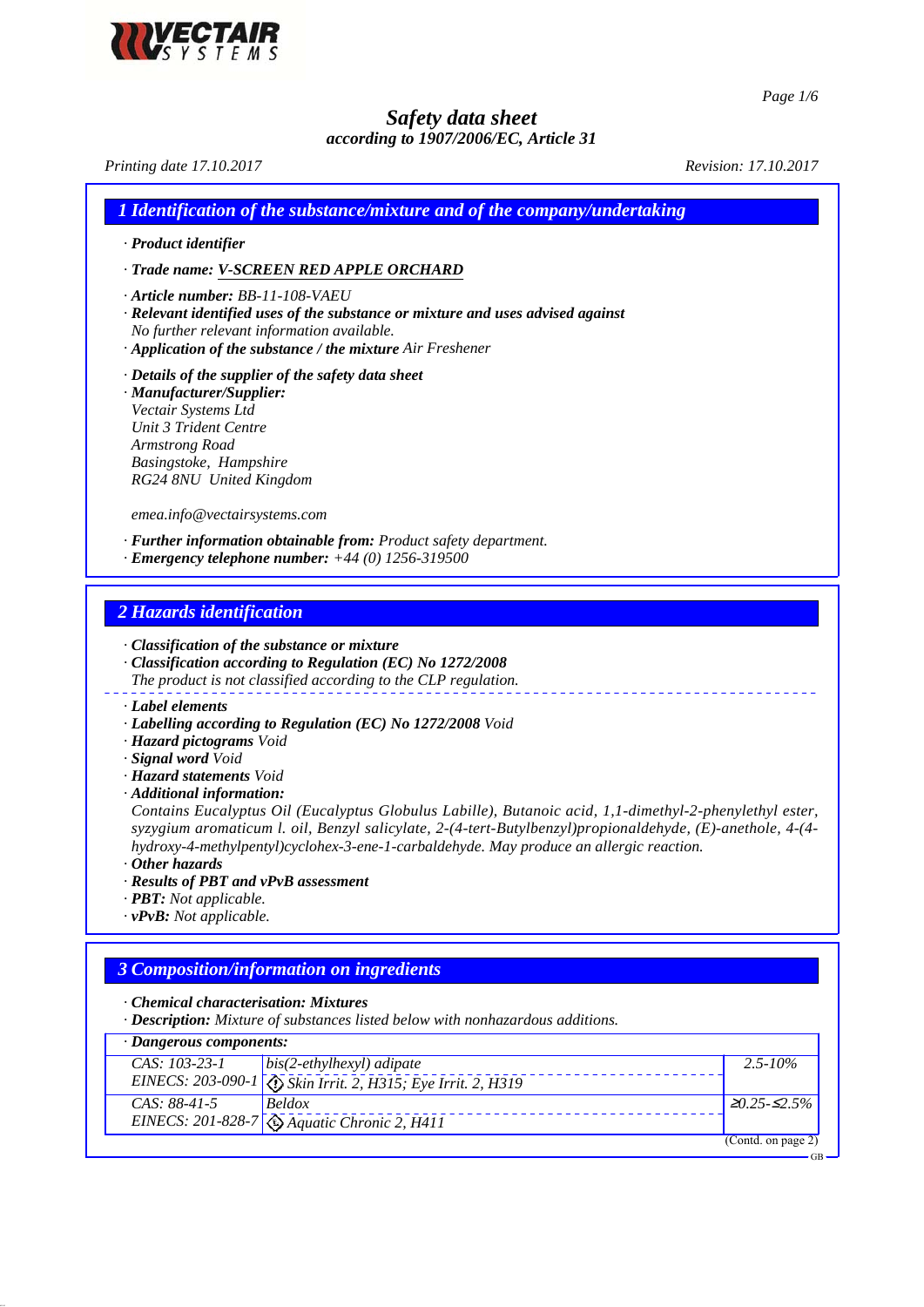# Safety data sheet
*according to 1907/2006/EC, Article 31*

*Printing date 17.10.2017* *Revision: 17.10.2017*

## 1 Identification of the substance/mixture and of the company/undertaking

· ***Product identifier***

· ***Trade name: V-SCREEN RED APPLE ORCHARD***

· ***Article number:*** *BB-11-108-VAEU*
· ***Relevant identified uses of the substance or mixture and uses advised against***
*No further relevant information available.*
· ***Application of the substance / the mixture*** *Air Freshener*

· ***Details of the supplier of the safety data sheet***
· ***Manufacturer/Supplier:***
*Vectair Systems Ltd*
*Unit 3 Trident Centre*
*Armstrong Road*
*Basingstoke, Hampshire*
*RG24 8NU United Kingdom*

*emea.info@vectairsystems.com*

· ***Further information obtainable from:*** *Product safety department.*
· ***Emergency telephone number:*** *+44 (0) 1256-319500*

## 2 Hazards identification

· ***Classification of the substance or mixture***
· ***Classification according to Regulation (EC) No 1272/2008***
*The product is not classified according to the CLP regulation.*

· ***Label elements***
· ***Labelling according to Regulation (EC) No 1272/2008*** *Void*
· ***Hazard pictograms*** *Void*
· ***Signal word*** *Void*
· ***Hazard statements*** *Void*
· ***Additional information:***
*Contains Eucalyptus Oil (Eucalyptus Globulus Labille), Butanoic acid, 1,1-dimethyl-2-phenylethyl ester, syzygium aromaticum l. oil, Benzyl salicylate, 2-(4-tert-Butylbenzyl)propionaldehyde, (E)-anethole, 4-(4-hydroxy-4-methylpentyl)cyclohex-3-ene-1-carbaldehyde. May produce an allergic reaction.*
· ***Other hazards***
· ***Results of PBT and vPvB assessment***
· ***PBT:*** *Not applicable.*
· ***vPvB:*** *Not applicable.*

## 3 Composition/information on ingredients

· ***Chemical characterisation: Mixtures***
· ***Description:*** *Mixture of substances listed below with nonhazardous additions.*

· ***Dangerous components:***

| | | |
|---|---|---|
| CAS: 103-23-1<br>EINECS: 203-090-1 | bis(2-ethylhexyl) adipate<br>Skin Irrit. 2, H315; Eye Irrit. 2, H319 | 2.5-10% |
| CAS: 88-41-5<br>EINECS: 201-828-7 | Beldox<br>Aquatic Chronic 2, H411 | ≥0.25-≤2.5% |

(Contd. on page 2)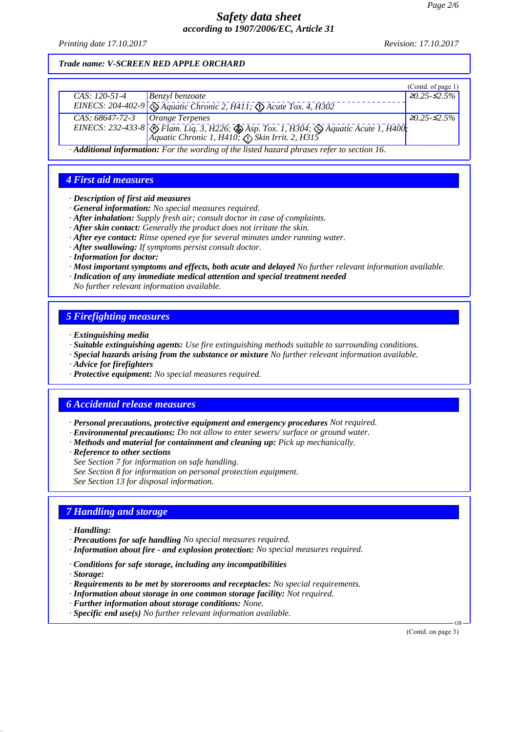**Trade name: V-SCREEN RED APPLE ORCHARD**

(Contd. of page 1)

| | | |
|---|---|---|
| CAS: 120-51-4<br>EINECS: 204-402-9 | Benzyl benzoate<br>Aquatic Chronic 2, H411; Acute Tox. 4, H302 | ≥0.25-≤2.5% |
| CAS: 68647-72-3<br>EINECS: 232-433-8 | Orange Terpenes<br>Flam. Liq. 3, H226; Asp. Tox. 1, H304; Aquatic Acute 1, H400; Aquatic Chronic 1, H410; Skin Irrit. 2, H315 | ≥0.25-≤2.5% |

· **Additional information:** For the wording of the listed hazard phrases refer to section 16.

## 4 First aid measures

· **Description of first aid measures**
· **General information:** No special measures required.
· **After inhalation:** Supply fresh air; consult doctor in case of complaints.
· **After skin contact:** Generally the product does not irritate the skin.
· **After eye contact:** Rinse opened eye for several minutes under running water.
· **After swallowing:** If symptoms persist consult doctor.
· **Information for doctor:**
· **Most important symptoms and effects, both acute and delayed** No further relevant information available.
· **Indication of any immediate medical attention and special treatment needed**
No further relevant information available.

## 5 Firefighting measures

· **Extinguishing media**
· **Suitable extinguishing agents:** Use fire extinguishing methods suitable to surrounding conditions.
· **Special hazards arising from the substance or mixture** No further relevant information available.
· **Advice for firefighters**
· **Protective equipment:** No special measures required.

## 6 Accidental release measures

· **Personal precautions, protective equipment and emergency procedures** Not required.
· **Environmental precautions:** Do not allow to enter sewers/ surface or ground water.
· **Methods and material for containment and cleaning up:** Pick up mechanically.
· **Reference to other sections**
See Section 7 for information on safe handling.
See Section 8 for information on personal protection equipment.
See Section 13 for disposal information.

## 7 Handling and storage

· **Handling:**
· **Precautions for safe handling** No special measures required.
· **Information about fire - and explosion protection:** No special measures required.

· **Conditions for safe storage, including any incompatibilities**
· **Storage:**
· **Requirements to be met by storerooms and receptacles:** No special requirements.
· **Information about storage in one common storage facility:** Not required.
· **Further information about storage conditions:** None.
· **Specific end use(s)** No further relevant information available.

(Contd. on page 3)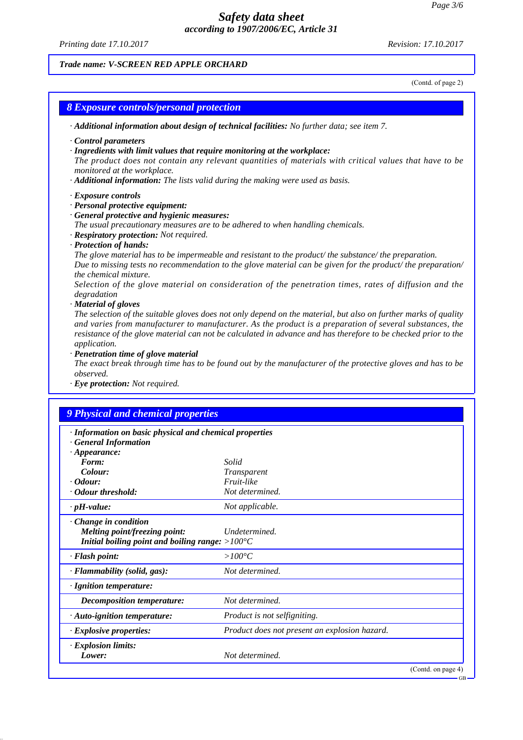Trade name: V-SCREEN RED APPLE ORCHARD

(Contd. of page 2)

## 8 Exposure controls/personal protection

· **Additional information about design of technical facilities:** No further data; see item 7.

· **Control parameters**
· **Ingredients with limit values that require monitoring at the workplace:**
The product does not contain any relevant quantities of materials with critical values that have to be monitored at the workplace.
· **Additional information:** The lists valid during the making were used as basis.

· **Exposure controls**
· **Personal protective equipment:**
· **General protective and hygienic measures:**
The usual precautionary measures are to be adhered to when handling chemicals.
· **Respiratory protection:** Not required.
· **Protection of hands:**
The glove material has to be impermeable and resistant to the product/ the substance/ the preparation.
Due to missing tests no recommendation to the glove material can be given for the product/ the preparation/ the chemical mixture.
Selection of the glove material on consideration of the penetration times, rates of diffusion and the degradation
· **Material of gloves**
The selection of the suitable gloves does not only depend on the material, but also on further marks of quality and varies from manufacturer to manufacturer. As the product is a preparation of several substances, the resistance of the glove material can not be calculated in advance and has therefore to be checked prior to the application.
· **Penetration time of glove material**
The exact break through time has to be found out by the manufacturer of the protective gloves and has to be observed.
· **Eye protection:** Not required.

## 9 Physical and chemical properties

| | |
|---|---|
| · **Information on basic physical and chemical properties** | |
| · **General Information** | |
| · **Appearance:** | |
| **Form:** | Solid |
| **Colour:** | Transparent |
| · **Odour:** | Fruit-like |
| · **Odour threshold:** | Not determined. |
| · **pH-value:** | Not applicable. |
| · **Change in condition** | |
| **Melting point/freezing point:** | Undetermined. |
| **Initial boiling point and boiling range:** | >100°C |
| · **Flash point:** | >100°C |
| · **Flammability (solid, gas):** | Not determined. |
| · **Ignition temperature:** | |
| **Decomposition temperature:** | Not determined. |
| · **Auto-ignition temperature:** | Product is not selfigniting. |
| · **Explosive properties:** | Product does not present an explosion hazard. |
| · **Explosion limits:** | |
| **Lower:** | Not determined. |

(Contd. on page 4)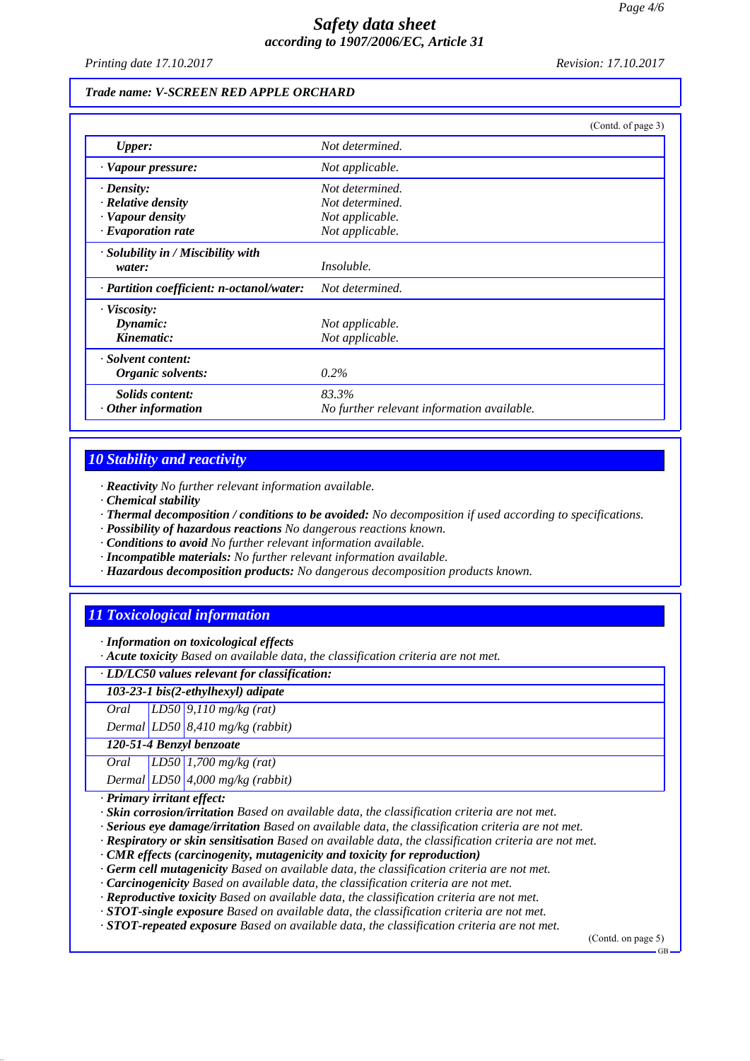Trade name: V-SCREEN RED APPLE ORCHARD

(Contd. of page 3)

| | |
|---|---|
| *Upper:* | *Not determined.* |
| *· Vapour pressure:* | *Not applicable.* |
| *· Density:* | *Not determined.* |
| *· Relative density* | *Not determined.* |
| *· Vapour density* | *Not applicable.* |
| *· Evaporation rate* | *Not applicable.* |
| *· Solubility in / Miscibility with water:* | *Insoluble.* |
| *· Partition coefficient: n-octanol/water:* | *Not determined.* |
| *· Viscosity:* | |
| *Dynamic:* | *Not applicable.* |
| *Kinematic:* | *Not applicable.* |
| *· Solvent content:* | |
| *Organic solvents:* | *0.2%* |
| *Solids content:* | *83.3%* |
| *· Other information* | *No further relevant information available.* |

## 10 Stability and reactivity

- ***Reactivity*** *No further relevant information available.*
- ***Chemical stability***
- ***Thermal decomposition / conditions to be avoided:*** *No decomposition if used according to specifications.*
- ***Possibility of hazardous reactions*** *No dangerous reactions known.*
- ***Conditions to avoid*** *No further relevant information available.*
- ***Incompatible materials:*** *No further relevant information available.*
- ***Hazardous decomposition products:*** *No dangerous decomposition products known.*

## 11 Toxicological information

- ***Information on toxicological effects***
- ***Acute toxicity*** *Based on available data, the classification criteria are not met.*

| *· LD/LC50 values relevant for classification:* | | |
|---|---|---|
| ***103-23-1 bis(2-ethylhexyl) adipate*** | | |
| *Oral* | *LD50* | *9,110 mg/kg (rat)* |
| *Dermal* | *LD50* | *8,410 mg/kg (rabbit)* |
| ***120-51-4 Benzyl benzoate*** | | |
| *Oral* | *LD50* | *1,700 mg/kg (rat)* |
| *Dermal* | *LD50* | *4,000 mg/kg (rabbit)* |

- ***Primary irritant effect:***
- ***Skin corrosion/irritation*** *Based on available data, the classification criteria are not met.*
- ***Serious eye damage/irritation*** *Based on available data, the classification criteria are not met.*
- ***Respiratory or skin sensitisation*** *Based on available data, the classification criteria are not met.*
- ***CMR effects (carcinogenity, mutagenicity and toxicity for reproduction)***
- ***Germ cell mutagenicity*** *Based on available data, the classification criteria are not met.*
- ***Carcinogenicity*** *Based on available data, the classification criteria are not met.*
- ***Reproductive toxicity*** *Based on available data, the classification criteria are not met.*
- ***STOT-single exposure*** *Based on available data, the classification criteria are not met.*
- ***STOT-repeated exposure*** *Based on available data, the classification criteria are not met.*

(Contd. on page 5)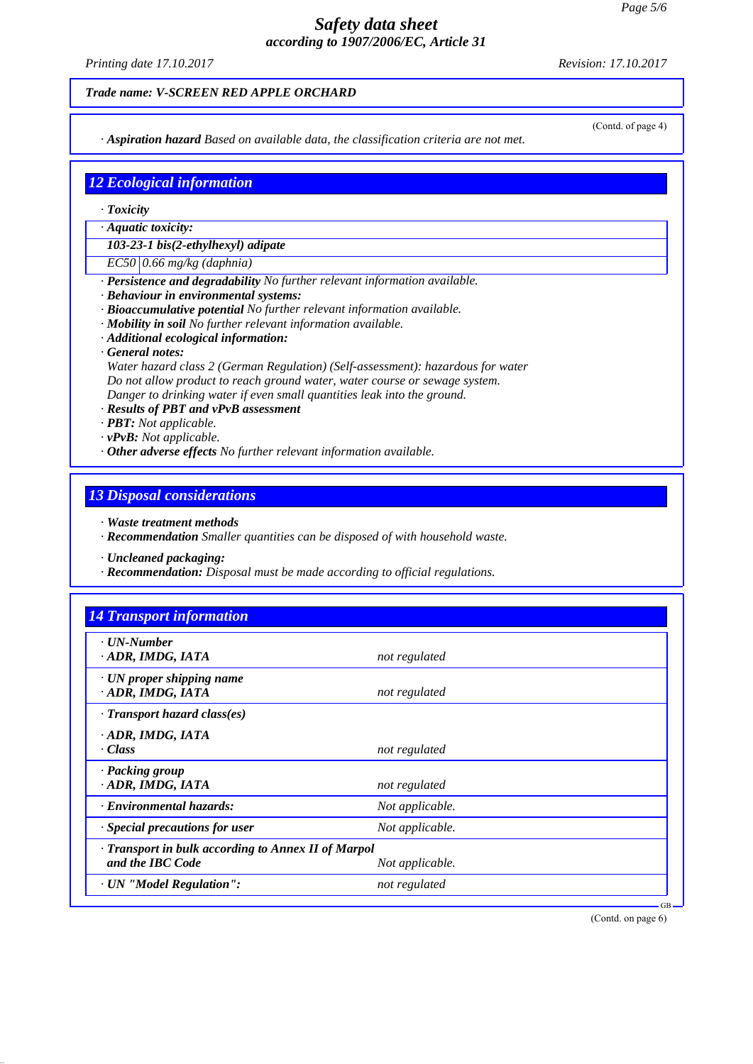**Trade name: V-SCREEN RED APPLE ORCHARD**

(Contd. of page 4)

· ***Aspiration hazard*** *Based on available data, the classification criteria are not met.*

## 12 Ecological information

· ***Toxicity***

| · ***Aquatic toxicity:*** | |
|---|---|
| ***103-23-1 bis(2-ethylhexyl) adipate*** | |
| *EC50* | *0.66 mg/kg (daphnia)* |

· ***Persistence and degradability*** *No further relevant information available.*
· ***Behaviour in environmental systems:***
· ***Bioaccumulative potential*** *No further relevant information available.*
· ***Mobility in soil*** *No further relevant information available.*
· ***Additional ecological information:***
· ***General notes:***
*Water hazard class 2 (German Regulation) (Self-assessment): hazardous for water*
*Do not allow product to reach ground water, water course or sewage system.*
*Danger to drinking water if even small quantities leak into the ground.*
· ***Results of PBT and vPvB assessment***
· ***PBT:*** *Not applicable.*
· ***vPvB:*** *Not applicable.*
· ***Other adverse effects*** *No further relevant information available.*

## 13 Disposal considerations

· ***Waste treatment methods***
· ***Recommendation*** *Smaller quantities can be disposed of with household waste.*

· ***Uncleaned packaging:***
· ***Recommendation:*** *Disposal must be made according to official regulations.*

## 14 Transport information

| | |
|---|---|
| · ***UN-Number*** <br> · ***ADR, IMDG, IATA*** | *not regulated* |
| · ***UN proper shipping name*** <br> · ***ADR, IMDG, IATA*** | *not regulated* |
| · ***Transport hazard class(es)*** <br> · ***ADR, IMDG, IATA*** <br> · ***Class*** | *not regulated* |
| · ***Packing group*** <br> · ***ADR, IMDG, IATA*** | *not regulated* |
| · ***Environmental hazards:*** | *Not applicable.* |
| · ***Special precautions for user*** | *Not applicable.* |
| · ***Transport in bulk according to Annex II of Marpol and the IBC Code*** | *Not applicable.* |
| · ***UN "Model Regulation":*** | *not regulated* |

(Contd. on page 6)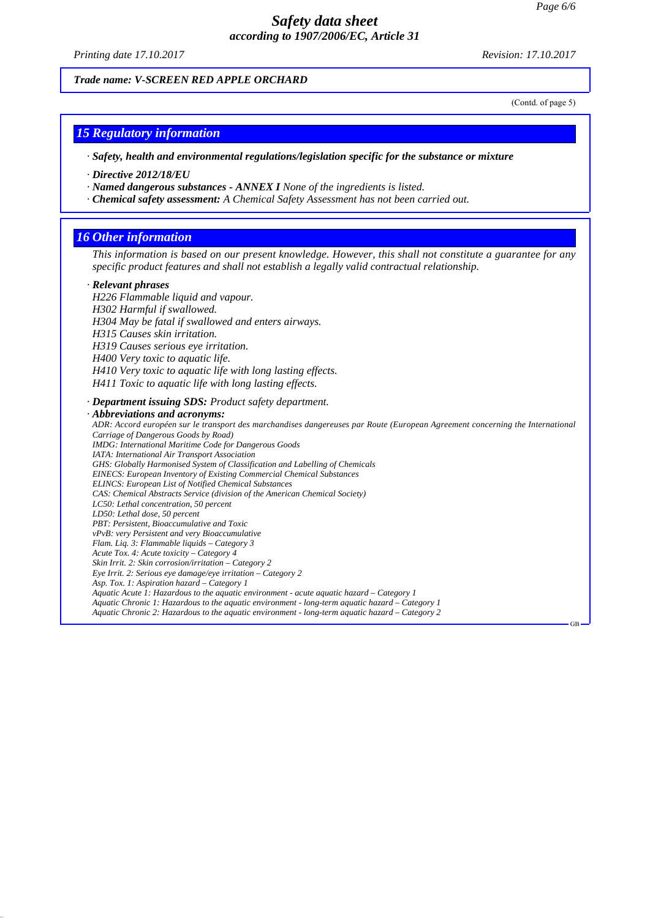*Trade name:* ***V-SCREEN RED APPLE ORCHARD***

(Contd. of page 5)

## 15 Regulatory information

· ***Safety, health and environmental regulations/legislation specific for the substance or mixture***

· ***Directive 2012/18/EU***

· ***Named dangerous substances - ANNEX I*** *None of the ingredients is listed.*

· ***Chemical safety assessment:*** *A Chemical Safety Assessment has not been carried out.*

## 16 Other information

*This information is based on our present knowledge. However, this shall not constitute a guarantee for any specific product features and shall not establish a legally valid contractual relationship.*

· ***Relevant phrases***

*H226 Flammable liquid and vapour.*
*H302 Harmful if swallowed.*
*H304 May be fatal if swallowed and enters airways.*
*H315 Causes skin irritation.*
*H319 Causes serious eye irritation.*
*H400 Very toxic to aquatic life.*
*H410 Very toxic to aquatic life with long lasting effects.*
*H411 Toxic to aquatic life with long lasting effects.*

· ***Department issuing SDS:*** *Product safety department.*

· ***Abbreviations and acronyms:***

*ADR: Accord européen sur le transport des marchandises dangereuses par Route (European Agreement concerning the International Carriage of Dangerous Goods by Road)*
*IMDG: International Maritime Code for Dangerous Goods*
*IATA: International Air Transport Association*
*GHS: Globally Harmonised System of Classification and Labelling of Chemicals*
*EINECS: European Inventory of Existing Commercial Chemical Substances*
*ELINCS: European List of Notified Chemical Substances*
*CAS: Chemical Abstracts Service (division of the American Chemical Society)*
*LC50: Lethal concentration, 50 percent*
*LD50: Lethal dose, 50 percent*
*PBT: Persistent, Bioaccumulative and Toxic*
*vPvB: very Persistent and very Bioaccumulative*
*Flam. Liq. 3: Flammable liquids – Category 3*
*Acute Tox. 4: Acute toxicity – Category 4*
*Skin Irrit. 2: Skin corrosion/irritation – Category 2*
*Eye Irrit. 2: Serious eye damage/eye irritation – Category 2*
*Asp. Tox. 1: Aspiration hazard – Category 1*
*Aquatic Acute 1: Hazardous to the aquatic environment - acute aquatic hazard – Category 1*
*Aquatic Chronic 1: Hazardous to the aquatic environment - long-term aquatic hazard – Category 1*
*Aquatic Chronic 2: Hazardous to the aquatic environment - long-term aquatic hazard – Category 2*